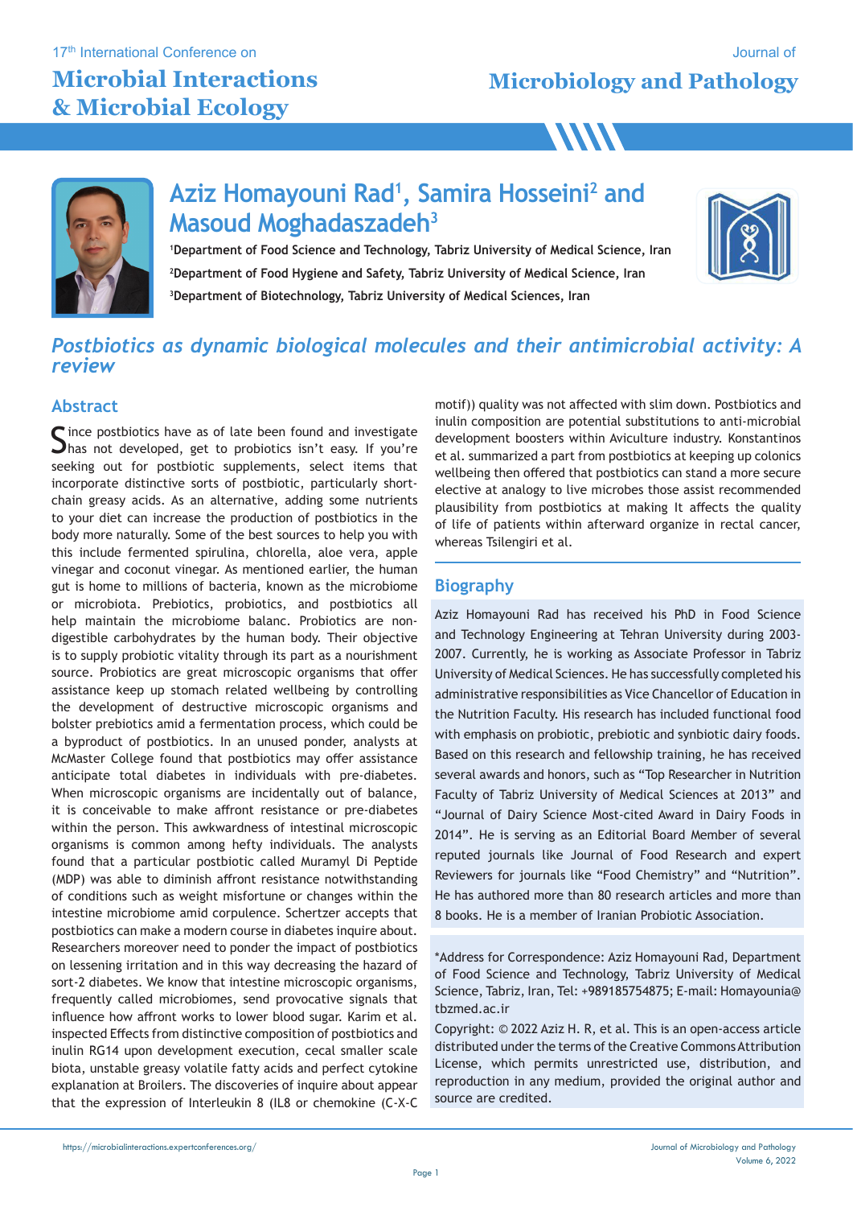17th International Conference on

# Microbial Interactions & Microbial Ecology

Journal of

# Microbiology and Pathology

## Aziz Homayouni Rad[1], Samira Hosseini[2] and Masoud Moghadaszadeh[3]

[1]Department of Food Science and Technology, Tabriz University of Medical Science, Iran

[2]Department of Food Hygiene and Safety, Tabriz University of Medical Science, Iran

[3]Department of Biotechnology, Tabriz University of Medical Sciences, Iran

## *Postbiotics as dynamic biological molecules and their antimicrobial activity: A review*

### Abstract

Since postbiotics have as of late been found and investigate has not developed, get to probiotics isn't easy. If you're seeking out for postbiotic supplements, select items that incorporate distinctive sorts of postbiotic, particularly short-chain greasy acids. As an alternative, adding some nutrients to your diet can increase the production of postbiotics in the body more naturally. Some of the best sources to help you with this include fermented spirulina, chlorella, aloe vera, apple vinegar and coconut vinegar. As mentioned earlier, the human gut is home to millions of bacteria, known as the microbiome or microbiota. Prebiotics, probiotics, and postbiotics all help maintain the microbiome balanc. Probiotics are non-digestible carbohydrates by the human body. Their objective is to supply probiotic vitality through its part as a nourishment source. Probiotics are great microscopic organisms that offer assistance keep up stomach related wellbeing by controlling the development of destructive microscopic organisms and bolster prebiotics amid a fermentation process, which could be a byproduct of postbiotics. In an unused ponder, analysts at McMaster College found that postbiotics may offer assistance anticipate total diabetes in individuals with pre-diabetes. When microscopic organisms are incidentally out of balance, it is conceivable to make affront resistance or pre-diabetes within the person. This awkwardness of intestinal microscopic organisms is common among hefty individuals. The analysts found that a particular postbiotic called Muramyl Di Peptide (MDP) was able to diminish affront resistance notwithstanding of conditions such as weight misfortune or changes within the intestine microbiome amid corpulence. Schertzer accepts that postbiotics can make a modern course in diabetes inquire about. Researchers moreover need to ponder the impact of postbiotics on lessening irritation and in this way decreasing the hazard of sort-2 diabetes. We know that intestine microscopic organisms, frequently called microbiomes, send provocative signals that influence how affront works to lower blood sugar. Karim et al. inspected Effects from distinctive composition of postbiotics and inulin RG14 upon development execution, cecal smaller scale biota, unstable greasy volatile fatty acids and perfect cytokine explanation at Broilers. The discoveries of inquire about appear that the expression of Interleukin 8 (IL8 or chemokine (C-X-C motif)) quality was not affected with slim down. Postbiotics and inulin composition are potential substitutions to anti-microbial development boosters within Aviculture industry. Konstantinos et al. summarized a part from postbiotics at keeping up colonics wellbeing then offered that postbiotics can stand a more secure elective at analogy to live microbes those assist recommended plausibility from postbiotics at making It affects the quality of life of patients within afterward organize in rectal cancer, whereas Tsilengiri et al.

### Biography

Aziz Homayouni Rad has received his PhD in Food Science and Technology Engineering at Tehran University during 2003-2007. Currently, he is working as Associate Professor in Tabriz University of Medical Sciences. He has successfully completed his administrative responsibilities as Vice Chancellor of Education in the Nutrition Faculty. His research has included functional food with emphasis on probiotic, prebiotic and synbiotic dairy foods. Based on this research and fellowship training, he has received several awards and honors, such as "Top Researcher in Nutrition Faculty of Tabriz University of Medical Sciences at 2013" and "Journal of Dairy Science Most-cited Award in Dairy Foods in 2014". He is serving as an Editorial Board Member of several reputed journals like Journal of Food Research and expert Reviewers for journals like "Food Chemistry" and "Nutrition". He has authored more than 80 research articles and more than 8 books. He is a member of Iranian Probiotic Association.

*Address for Correspondence: Aziz Homayouni Rad, Department of Food Science and Technology, Tabriz University of Medical Science, Tabriz, Iran, Tel: +989185754875; E-mail: Homayounia@tbzmed.ac.ir

Copyright: © 2022 Aziz H. R, et al. This is an open-access article distributed under the terms of the Creative Commons Attribution License, which permits unrestricted use, distribution, and reproduction in any medium, provided the original author and source are credited.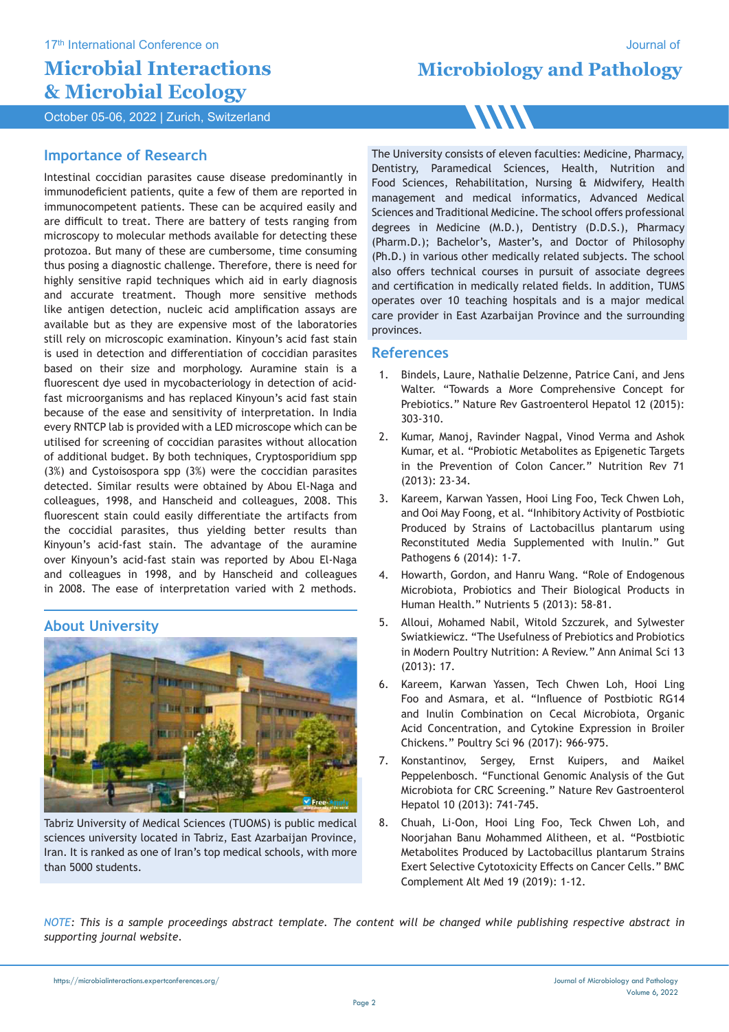## Importance of Research

Intestinal coccidian parasites cause disease predominantly in immunodeficient patients, quite a few of them are reported in immunocompetent patients. These can be acquired easily and are difficult to treat. There are battery of tests ranging from microscopy to molecular methods available for detecting these protozoa. But many of these are cumbersome, time consuming thus posing a diagnostic challenge. Therefore, there is need for highly sensitive rapid techniques which aid in early diagnosis and accurate treatment. Though more sensitive methods like antigen detection, nucleic acid amplification assays are available but as they are expensive most of the laboratories still rely on microscopic examination. Kinyoun's acid fast stain is used in detection and differentiation of coccidian parasites based on their size and morphology. Auramine stain is a fluorescent dye used in mycobacteriology in detection of acid-fast microorganisms and has replaced Kinyoun's acid fast stain because of the ease and sensitivity of interpretation. In India every RNTCP lab is provided with a LED microscope which can be utilised for screening of coccidian parasites without allocation of additional budget. By both techniques, Cryptosporidium spp (3%) and Cystoisospora spp (3%) were the coccidian parasites detected. Similar results were obtained by Abou El-Naga and colleagues, 1998, and Hanscheid and colleagues, 2008. This fluorescent stain could easily differentiate the artifacts from the coccidial parasites, thus yielding better results than Kinyoun's acid-fast stain. The advantage of the auramine over Kinyoun's acid-fast stain was reported by Abou El-Naga and colleagues in 1998, and by Hanscheid and colleagues in 2008. The ease of interpretation varied with 2 methods.

## About University

Tabriz University of Medical Sciences (TUOMS) is public medical sciences university located in Tabriz, East Azarbaijan Province, Iran. It is ranked as one of Iran's top medical schools, with more than 5000 students.

The University consists of eleven faculties: Medicine, Pharmacy, Dentistry, Paramedical Sciences, Health, Nutrition and Food Sciences, Rehabilitation, Nursing & Midwifery, Health management and medical informatics, Advanced Medical Sciences and Traditional Medicine. The school offers professional degrees in Medicine (M.D.), Dentistry (D.D.S.), Pharmacy (Pharm.D.); Bachelor's, Master's, and Doctor of Philosophy (Ph.D.) in various other medically related subjects. The school also offers technical courses in pursuit of associate degrees and certification in medically related fields. In addition, TUMS operates over 10 teaching hospitals and is a major medical care provider in East Azarbaijan Province and the surrounding provinces.

## References

1. Bindels, Laure, Nathalie Delzenne, Patrice Cani, and Jens Walter. "Towards a More Comprehensive Concept for Prebiotics." Nature Rev Gastroenterol Hepatol 12 (2015): 303-310.
2. Kumar, Manoj, Ravinder Nagpal, Vinod Verma and Ashok Kumar, et al. "Probiotic Metabolites as Epigenetic Targets in the Prevention of Colon Cancer." Nutrition Rev 71 (2013): 23-34.
3. Kareem, Karwan Yassen, Hooi Ling Foo, Teck Chwen Loh, and Ooi May Foong, et al. "Inhibitory Activity of Postbiotic Produced by Strains of Lactobacillus plantarum using Reconstituted Media Supplemented with Inulin." Gut Pathogens 6 (2014): 1-7.
4. Howarth, Gordon, and Hanru Wang. "Role of Endogenous Microbiota, Probiotics and Their Biological Products in Human Health." Nutrients 5 (2013): 58-81.
5. Alloui, Mohamed Nabil, Witold Szczurek, and Sylwester Swiatkiewicz. "The Usefulness of Prebiotics and Probiotics in Modern Poultry Nutrition: A Review." Ann Animal Sci 13 (2013): 17.
6. Kareem, Karwan Yassen, Tech Chwen Loh, Hooi Ling Foo and Asmara, et al. "Influence of Postbiotic RG14 and Inulin Combination on Cecal Microbiota, Organic Acid Concentration, and Cytokine Expression in Broiler Chickens." Poultry Sci 96 (2017): 966-975.
7. Konstantinov, Sergey, Ernst Kuipers, and Maikel Peppelenbosch. "Functional Genomic Analysis of the Gut Microbiota for CRC Screening." Nature Rev Gastroenterol Hepatol 10 (2013): 741-745.
8. Chuah, Li-Oon, Hooi Ling Foo, Teck Chwen Loh, and Noorjahan Banu Mohammed Alitheen, et al. "Postbiotic Metabolites Produced by Lactobacillus plantarum Strains Exert Selective Cytotoxicity Effects on Cancer Cells." BMC Complement Alt Med 19 (2019): 1-12.

*NOTE: This is a sample proceedings abstract template. The content will be changed while publishing respective abstract in supporting journal website.*